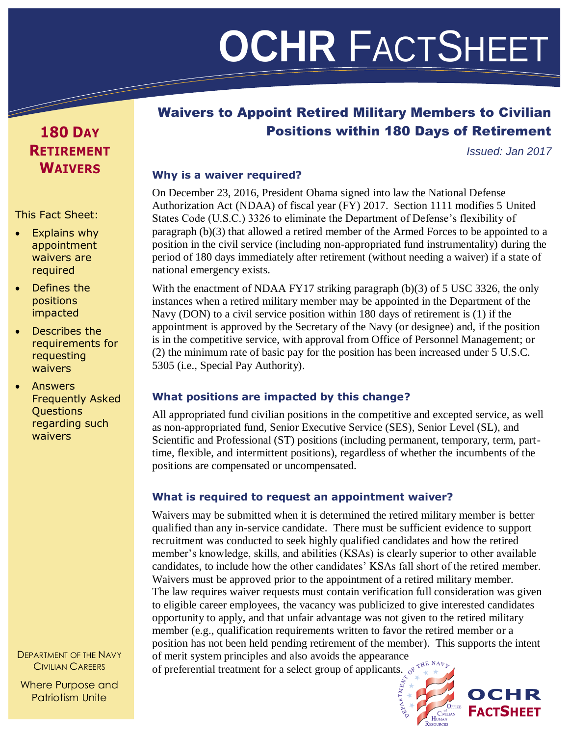# OCHR FactSheet

## 180 Day Retirement Waivers

This Fact Sheet:

- Explains why appointment waivers are required
- Defines the positions impacted
- Describes the requirements for requesting waivers
- Answers Frequently Asked Questions regarding such waivers

Department of the Navy Civilian Careers

Where Purpose and Patriotism Unite

## Waivers to Appoint Retired Military Members to Civilian Positions within 180 Days of Retirement

*Issued: Jan 2017*

### Why is a waiver required?

On December 23, 2016, President Obama signed into law the National Defense Authorization Act (NDAA) of fiscal year (FY) 2017. Section 1111 modifies 5 United States Code (U.S.C.) 3326 to eliminate the Department of Defense's flexibility of paragraph (b)(3) that allowed a retired member of the Armed Forces to be appointed to a position in the civil service (including non-appropriated fund instrumentality) during the period of 180 days immediately after retirement (without needing a waiver) if a state of national emergency exists.

With the enactment of NDAA FY17 striking paragraph (b)(3) of 5 USC 3326, the only instances when a retired military member may be appointed in the Department of the Navy (DON) to a civil service position within 180 days of retirement is (1) if the appointment is approved by the Secretary of the Navy (or designee) and, if the position is in the competitive service, with approval from Office of Personnel Management; or (2) the minimum rate of basic pay for the position has been increased under 5 U.S.C. 5305 (i.e., Special Pay Authority).

### What positions are impacted by this change?

All appropriated fund civilian positions in the competitive and excepted service, as well as non-appropriated fund, Senior Executive Service (SES), Senior Level (SL), and Scientific and Professional (ST) positions (including permanent, temporary, term, part-time, flexible, and intermittent positions), regardless of whether the incumbents of the positions are compensated or uncompensated.

### What is required to request an appointment waiver?

Waivers may be submitted when it is determined the retired military member is better qualified than any in-service candidate. There must be sufficient evidence to support recruitment was conducted to seek highly qualified candidates and how the retired member's knowledge, skills, and abilities (KSAs) is clearly superior to other available candidates, to include how the other candidates' KSAs fall short of the retired member. Waivers must be approved prior to the appointment of a retired military member. The law requires waiver requests must contain verification full consideration was given to eligible career employees, the vacancy was publicized to give interested candidates opportunity to apply, and that unfair advantage was not given to the retired military member (e.g., qualification requirements written to favor the retired member or a position has not been held pending retirement of the member). This supports the intent of merit system principles and also avoids the appearance of preferential treatment for a select group of applicants.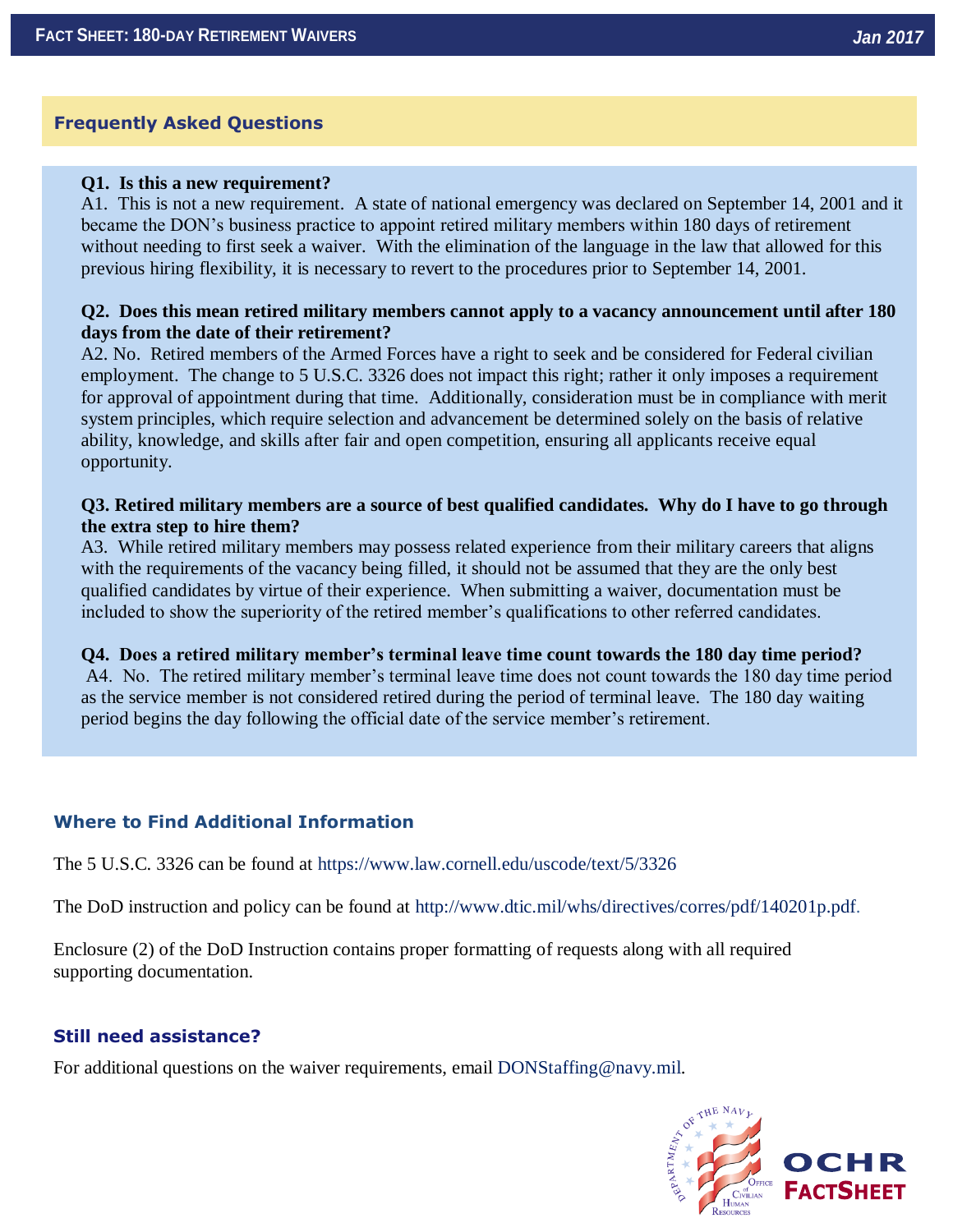## Frequently Asked Questions

**Q1. Is this a new requirement?**
A1. This is not a new requirement. A state of national emergency was declared on September 14, 2001 and it became the DON's business practice to appoint retired military members within 180 days of retirement without needing to first seek a waiver. With the elimination of the language in the law that allowed for this previous hiring flexibility, it is necessary to revert to the procedures prior to September 14, 2001.

**Q2. Does this mean retired military members cannot apply to a vacancy announcement until after 180 days from the date of their retirement?**
A2. No. Retired members of the Armed Forces have a right to seek and be considered for Federal civilian employment. The change to 5 U.S.C. 3326 does not impact this right; rather it only imposes a requirement for approval of appointment during that time. Additionally, consideration must be in compliance with merit system principles, which require selection and advancement be determined solely on the basis of relative ability, knowledge, and skills after fair and open competition, ensuring all applicants receive equal opportunity.

**Q3. Retired military members are a source of best qualified candidates. Why do I have to go through the extra step to hire them?**
A3. While retired military members may possess related experience from their military careers that aligns with the requirements of the vacancy being filled, it should not be assumed that they are the only best qualified candidates by virtue of their experience. When submitting a waiver, documentation must be included to show the superiority of the retired member's qualifications to other referred candidates.

**Q4. Does a retired military member's terminal leave time count towards the 180 day time period?**
A4. No. The retired military member's terminal leave time does not count towards the 180 day time period as the service member is not considered retired during the period of terminal leave. The 180 day waiting period begins the day following the official date of the service member's retirement.

## Where to Find Additional Information

The 5 U.S.C. 3326 can be found at https://www.law.cornell.edu/uscode/text/5/3326

The DoD instruction and policy can be found at http://www.dtic.mil/whs/directives/corres/pdf/140201p.pdf.

Enclosure (2) of the DoD Instruction contains proper formatting of requests along with all required supporting documentation.

## Still need assistance?

For additional questions on the waiver requirements, email DONStaffing@navy.mil.

OCHR FACTSHEET